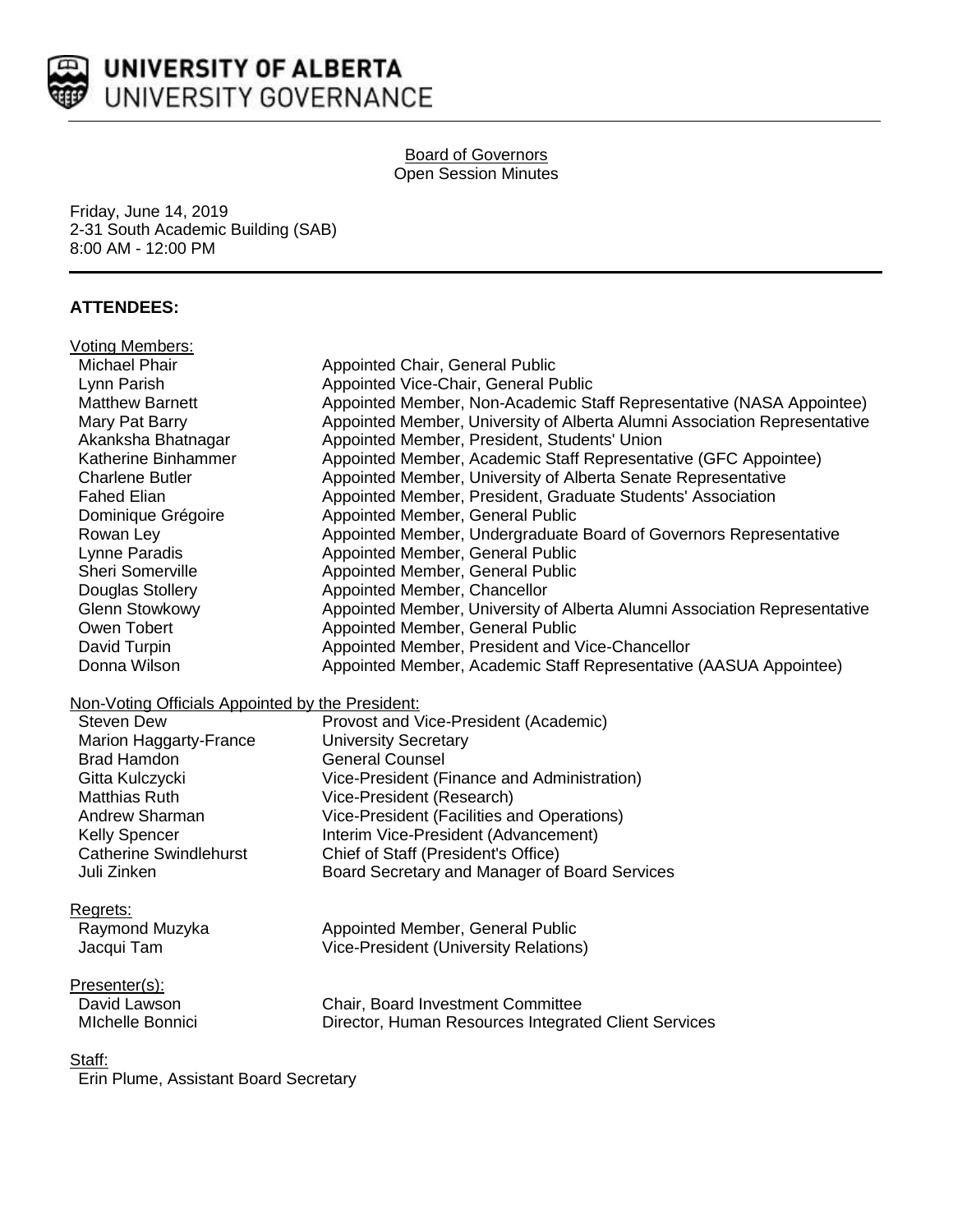# UNIVERSITY OF ALBERTA
UNIVERSITY GOVERNANCE

Board of Governors
Open Session Minutes

Friday, June 14, 2019
2-31 South Academic Building (SAB)
8:00 AM - 12:00 PM

## ATTENDEES:

Voting Members:

| | |
|---|---|
| Michael Phair | Appointed Chair, General Public |
| Lynn Parish | Appointed Vice-Chair, General Public |
| Matthew Barnett | Appointed Member, Non-Academic Staff Representative (NASA Appointee) |
| Mary Pat Barry | Appointed Member, University of Alberta Alumni Association Representative |
| Akanksha Bhatnagar | Appointed Member, President, Students' Union |
| Katherine Binhammer | Appointed Member, Academic Staff Representative (GFC Appointee) |
| Charlene Butler | Appointed Member, University of Alberta Senate Representative |
| Fahed Elian | Appointed Member, President, Graduate Students' Association |
| Dominique Grégoire | Appointed Member, General Public |
| Rowan Ley | Appointed Member, Undergraduate Board of Governors Representative |
| Lynne Paradis | Appointed Member, General Public |
| Sheri Somerville | Appointed Member, General Public |
| Douglas Stollery | Appointed Member, Chancellor |
| Glenn Stowkowy | Appointed Member, University of Alberta Alumni Association Representative |
| Owen Tobert | Appointed Member, General Public |
| David Turpin | Appointed Member, President and Vice-Chancellor |
| Donna Wilson | Appointed Member, Academic Staff Representative (AASUA Appointee) |

Non-Voting Officials Appointed by the President:

| | |
|---|---|
| Steven Dew | Provost and Vice-President (Academic) |
| Marion Haggarty-France | University Secretary |
| Brad Hamdon | General Counsel |
| Gitta Kulczycki | Vice-President (Finance and Administration) |
| Matthias Ruth | Vice-President (Research) |
| Andrew Sharman | Vice-President (Facilities and Operations) |
| Kelly Spencer | Interim Vice-President (Advancement) |
| Catherine Swindlehurst | Chief of Staff (President's Office) |
| Juli Zinken | Board Secretary and Manager of Board Services |

Regrets:

| | |
|---|---|
| Raymond Muzyka | Appointed Member, General Public |
| Jacqui Tam | Vice-President (University Relations) |

Presenter(s):

| | |
|---|---|
| David Lawson | Chair, Board Investment Committee |
| MIchelle Bonnici | Director, Human Resources Integrated Client Services |

Staff:

Erin Plume, Assistant Board Secretary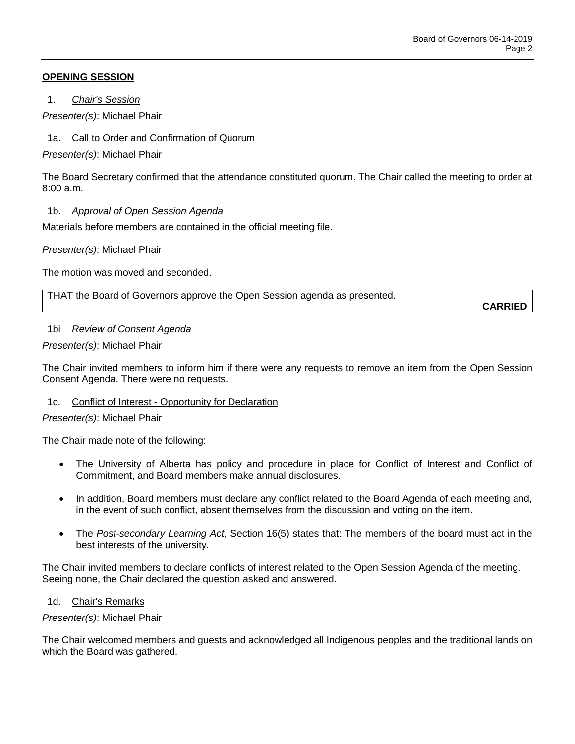**OPENING SESSION**

1. *Chair's Session*

*Presenter(s)*: Michael Phair

1a. Call to Order and Confirmation of Quorum

*Presenter(s)*: Michael Phair

The Board Secretary confirmed that the attendance constituted quorum. The Chair called the meeting to order at 8:00 a.m.

1b. *Approval of Open Session Agenda*

Materials before members are contained in the official meeting file.

*Presenter(s)*: Michael Phair

The motion was moved and seconded.

THAT the Board of Governors approve the Open Session agenda as presented.

**CARRIED**

1bi *Review of Consent Agenda*

*Presenter(s)*: Michael Phair

The Chair invited members to inform him if there were any requests to remove an item from the Open Session Consent Agenda. There were no requests.

1c. Conflict of Interest - Opportunity for Declaration

*Presenter(s)*: Michael Phair

The Chair made note of the following:

- The University of Alberta has policy and procedure in place for Conflict of Interest and Conflict of Commitment, and Board members make annual disclosures.
- In addition, Board members must declare any conflict related to the Board Agenda of each meeting and, in the event of such conflict, absent themselves from the discussion and voting on the item.
- The *Post-secondary Learning Act*, Section 16(5) states that: The members of the board must act in the best interests of the university.

The Chair invited members to declare conflicts of interest related to the Open Session Agenda of the meeting. Seeing none, the Chair declared the question asked and answered.

1d. Chair's Remarks

*Presenter(s)*: Michael Phair

The Chair welcomed members and guests and acknowledged all Indigenous peoples and the traditional lands on which the Board was gathered.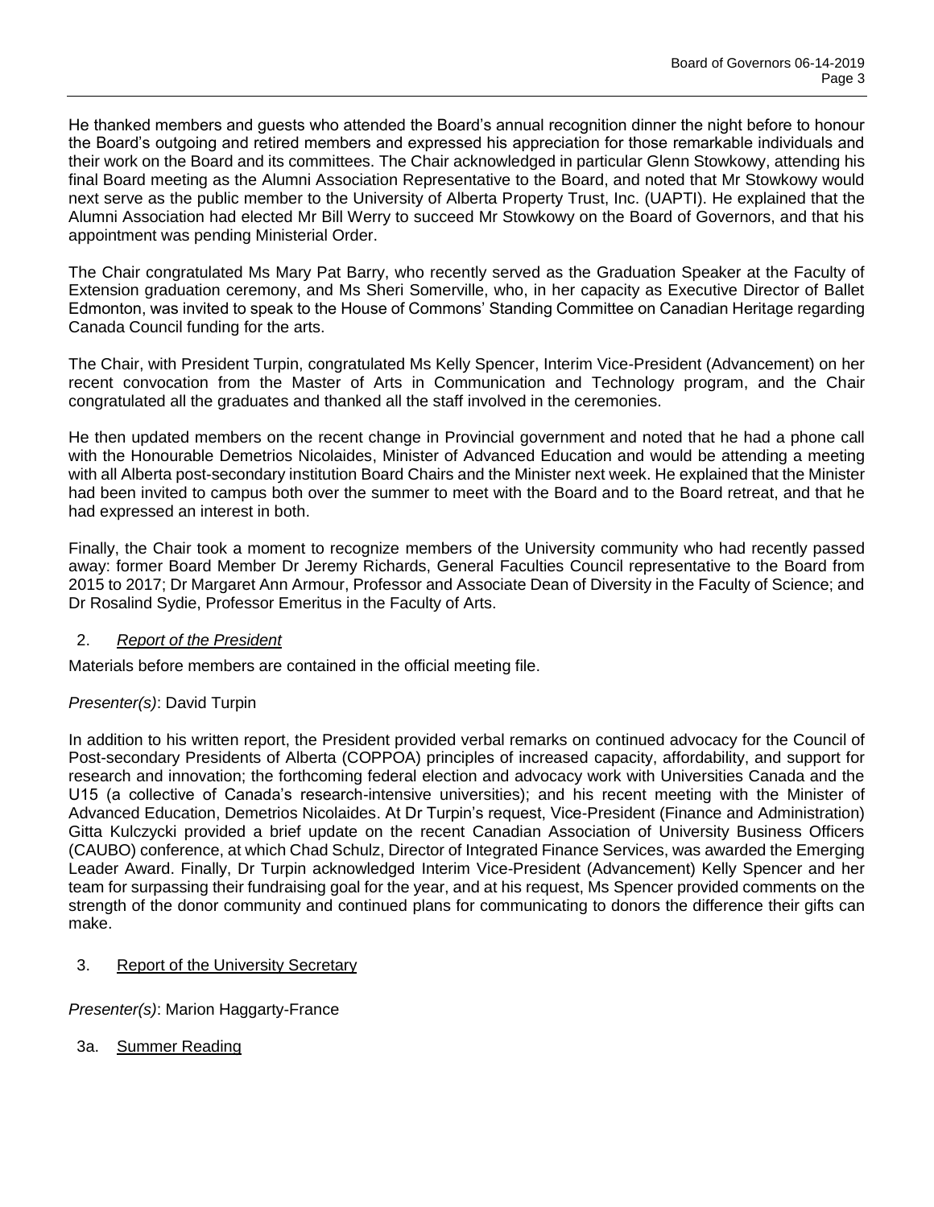He thanked members and guests who attended the Board's annual recognition dinner the night before to honour the Board's outgoing and retired members and expressed his appreciation for those remarkable individuals and their work on the Board and its committees. The Chair acknowledged in particular Glenn Stowkowy, attending his final Board meeting as the Alumni Association Representative to the Board, and noted that Mr Stowkowy would next serve as the public member to the University of Alberta Property Trust, Inc. (UAPTI). He explained that the Alumni Association had elected Mr Bill Werry to succeed Mr Stowkowy on the Board of Governors, and that his appointment was pending Ministerial Order.

The Chair congratulated Ms Mary Pat Barry, who recently served as the Graduation Speaker at the Faculty of Extension graduation ceremony, and Ms Sheri Somerville, who, in her capacity as Executive Director of Ballet Edmonton, was invited to speak to the House of Commons' Standing Committee on Canadian Heritage regarding Canada Council funding for the arts.

The Chair, with President Turpin, congratulated Ms Kelly Spencer, Interim Vice-President (Advancement) on her recent convocation from the Master of Arts in Communication and Technology program, and the Chair congratulated all the graduates and thanked all the staff involved in the ceremonies.

He then updated members on the recent change in Provincial government and noted that he had a phone call with the Honourable Demetrios Nicolaides, Minister of Advanced Education and would be attending a meeting with all Alberta post-secondary institution Board Chairs and the Minister next week. He explained that the Minister had been invited to campus both over the summer to meet with the Board and to the Board retreat, and that he had expressed an interest in both.

Finally, the Chair took a moment to recognize members of the University community who had recently passed away: former Board Member Dr Jeremy Richards, General Faculties Council representative to the Board from 2015 to 2017; Dr Margaret Ann Armour, Professor and Associate Dean of Diversity in the Faculty of Science; and Dr Rosalind Sydie, Professor Emeritus in the Faculty of Arts.

2. *Report of the President*

Materials before members are contained in the official meeting file.

*Presenter(s)*: David Turpin

In addition to his written report, the President provided verbal remarks on continued advocacy for the Council of Post-secondary Presidents of Alberta (COPPOA) principles of increased capacity, affordability, and support for research and innovation; the forthcoming federal election and advocacy work with Universities Canada and the U15 (a collective of Canada's research-intensive universities); and his recent meeting with the Minister of Advanced Education, Demetrios Nicolaides. At Dr Turpin's request, Vice-President (Finance and Administration) Gitta Kulczycki provided a brief update on the recent Canadian Association of University Business Officers (CAUBO) conference, at which Chad Schulz, Director of Integrated Finance Services, was awarded the Emerging Leader Award. Finally, Dr Turpin acknowledged Interim Vice-President (Advancement) Kelly Spencer and her team for surpassing their fundraising goal for the year, and at his request, Ms Spencer provided comments on the strength of the donor community and continued plans for communicating to donors the difference their gifts can make.

3. Report of the University Secretary

*Presenter(s)*: Marion Haggarty-France

3a. Summer Reading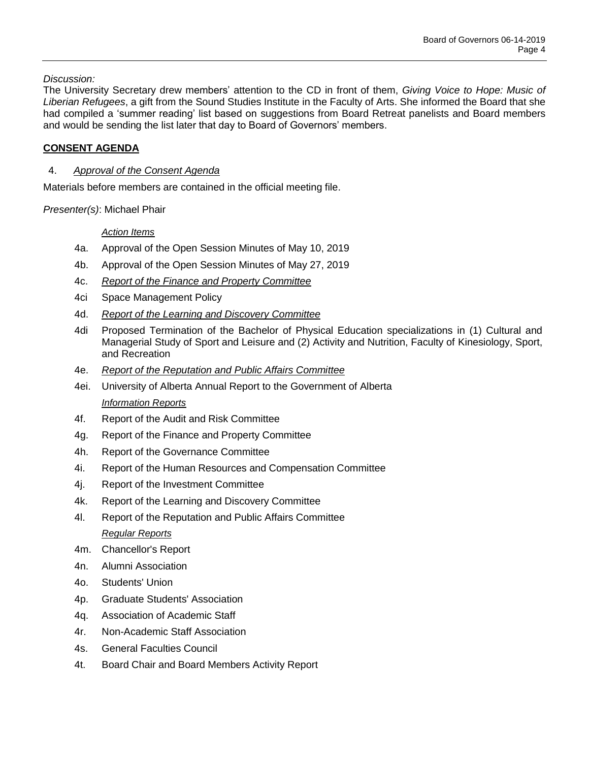*Discussion:*

The University Secretary drew members' attention to the CD in front of them, *Giving Voice to Hope: Music of Liberian Refugees*, a gift from the Sound Studies Institute in the Faculty of Arts. She informed the Board that she had compiled a 'summer reading' list based on suggestions from Board Retreat panelists and Board members and would be sending the list later that day to Board of Governors' members.

## **CONSENT AGENDA**

4. *Approval of the Consent Agenda*

Materials before members are contained in the official meeting file.

*Presenter(s)*: Michael Phair

*Action Items*

4a. Approval of the Open Session Minutes of May 10, 2019

4b. Approval of the Open Session Minutes of May 27, 2019

4c. *Report of the Finance and Property Committee*

4ci Space Management Policy

4d. *Report of the Learning and Discovery Committee*

4di Proposed Termination of the Bachelor of Physical Education specializations in (1) Cultural and Managerial Study of Sport and Leisure and (2) Activity and Nutrition, Faculty of Kinesiology, Sport, and Recreation

4e. *Report of the Reputation and Public Affairs Committee*

4ei. University of Alberta Annual Report to the Government of Alberta

*Information Reports*

4f. Report of the Audit and Risk Committee

4g. Report of the Finance and Property Committee

4h. Report of the Governance Committee

4i. Report of the Human Resources and Compensation Committee

4j. Report of the Investment Committee

4k. Report of the Learning and Discovery Committee

4l. Report of the Reputation and Public Affairs Committee

*Regular Reports*

4m. Chancellor's Report

4n. Alumni Association

4o. Students' Union

4p. Graduate Students' Association

4q. Association of Academic Staff

4r. Non-Academic Staff Association

4s. General Faculties Council

4t. Board Chair and Board Members Activity Report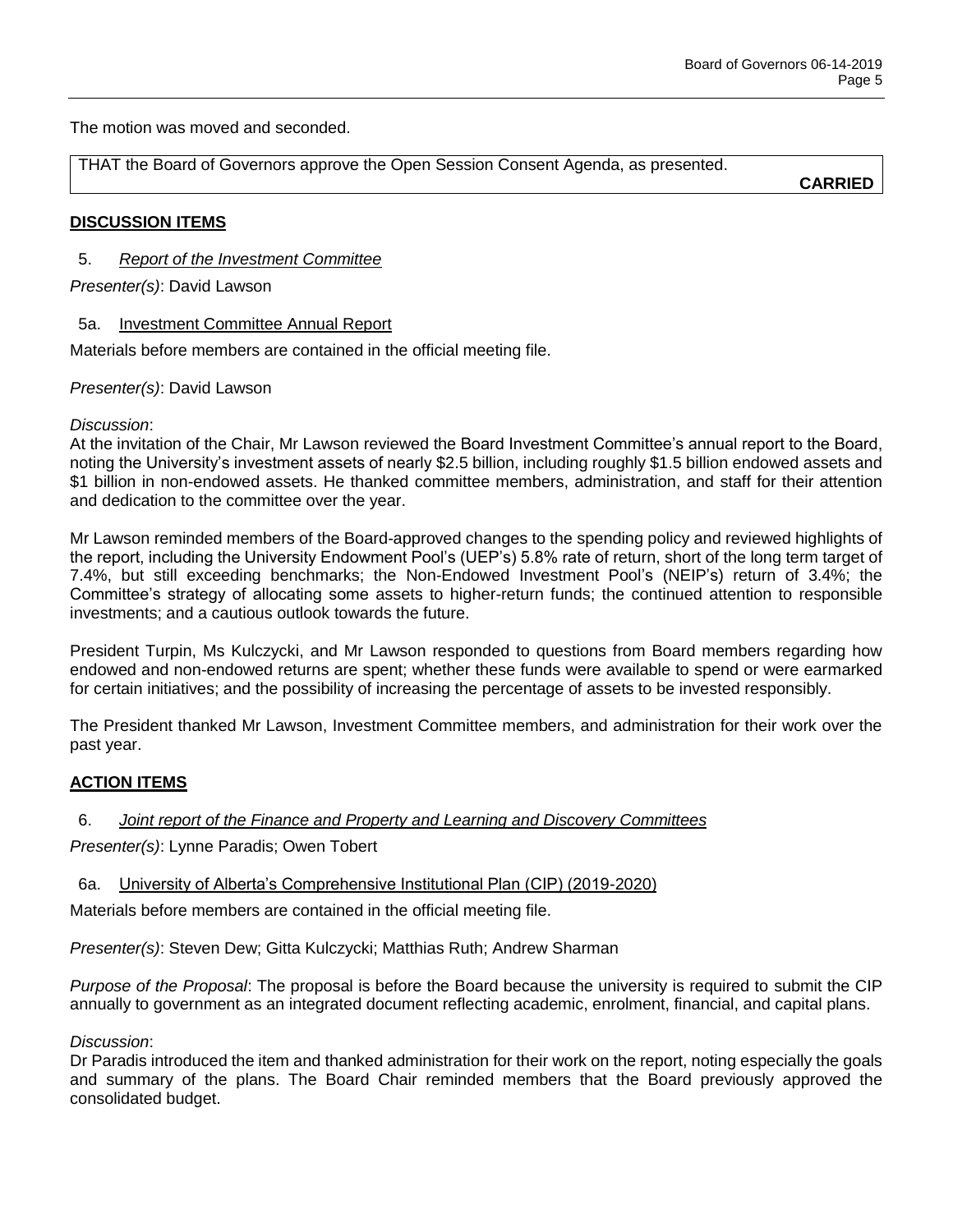The motion was moved and seconded.

| THAT the Board of Governors approve the Open Session Consent Agenda, as presented. **CARRIED** |
|---|

## **DISCUSSION ITEMS**

5. *Report of the Investment Committee*

*Presenter(s)*: David Lawson

5a. Investment Committee Annual Report

Materials before members are contained in the official meeting file.

*Presenter(s)*: David Lawson

*Discussion*:
At the invitation of the Chair, Mr Lawson reviewed the Board Investment Committee's annual report to the Board, noting the University's investment assets of nearly $2.5 billion, including roughly $1.5 billion endowed assets and $1 billion in non-endowed assets. He thanked committee members, administration, and staff for their attention and dedication to the committee over the year.

Mr Lawson reminded members of the Board-approved changes to the spending policy and reviewed highlights of the report, including the University Endowment Pool's (UEP's) 5.8% rate of return, short of the long term target of 7.4%, but still exceeding benchmarks; the Non-Endowed Investment Pool's (NEIP's) return of 3.4%; the Committee's strategy of allocating some assets to higher-return funds; the continued attention to responsible investments; and a cautious outlook towards the future.

President Turpin, Ms Kulczycki, and Mr Lawson responded to questions from Board members regarding how endowed and non-endowed returns are spent; whether these funds were available to spend or were earmarked for certain initiatives; and the possibility of increasing the percentage of assets to be invested responsibly.

The President thanked Mr Lawson, Investment Committee members, and administration for their work over the past year.

## **ACTION ITEMS**

6. *Joint report of the Finance and Property and Learning and Discovery Committees*

*Presenter(s)*: Lynne Paradis; Owen Tobert

6a. University of Alberta's Comprehensive Institutional Plan (CIP) (2019-2020)

Materials before members are contained in the official meeting file.

*Presenter(s)*: Steven Dew; Gitta Kulczycki; Matthias Ruth; Andrew Sharman

*Purpose of the Proposal*: The proposal is before the Board because the university is required to submit the CIP annually to government as an integrated document reflecting academic, enrolment, financial, and capital plans.

*Discussion*:
Dr Paradis introduced the item and thanked administration for their work on the report, noting especially the goals and summary of the plans. The Board Chair reminded members that the Board previously approved the consolidated budget.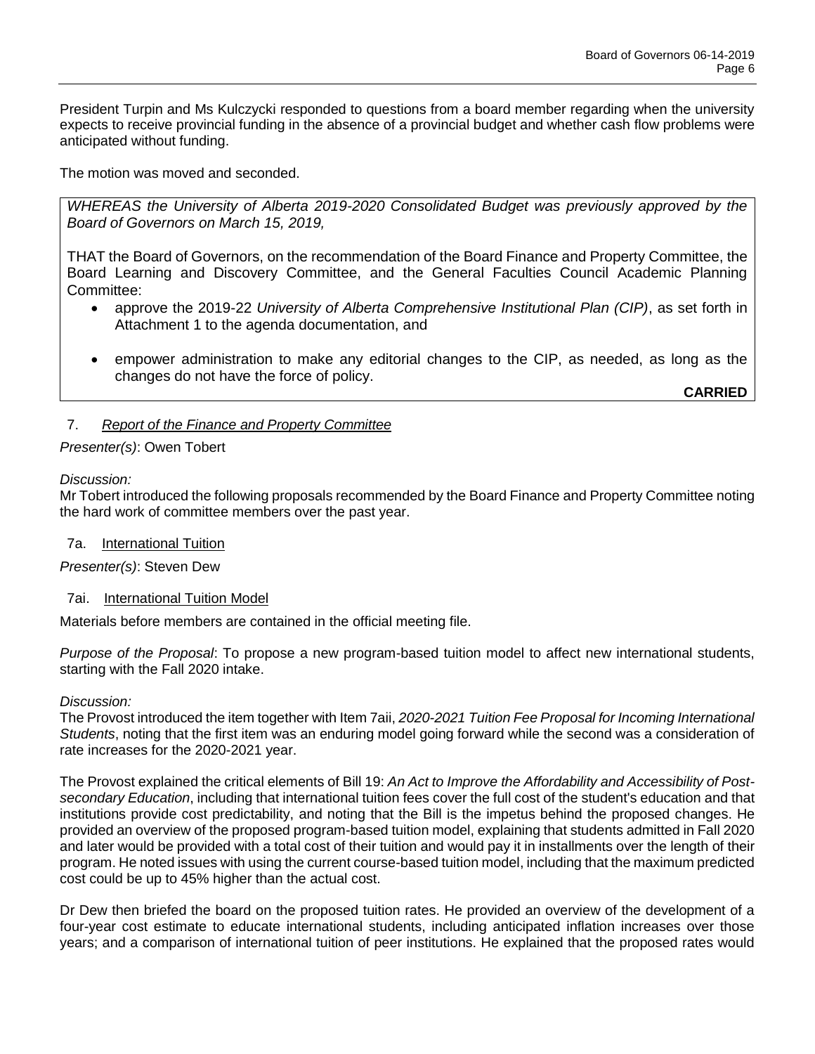President Turpin and Ms Kulczycki responded to questions from a board member regarding when the university expects to receive provincial funding in the absence of a provincial budget and whether cash flow problems were anticipated without funding.

The motion was moved and seconded.

> *WHEREAS the University of Alberta 2019-2020 Consolidated Budget was previously approved by the Board of Governors on March 15, 2019,*
>
> THAT the Board of Governors, on the recommendation of the Board Finance and Property Committee, the Board Learning and Discovery Committee, and the General Faculties Council Academic Planning Committee:
>
> - approve the 2019-22 *University of Alberta Comprehensive Institutional Plan (CIP)*, as set forth in Attachment 1 to the agenda documentation, and
> - empower administration to make any editorial changes to the CIP, as needed, as long as the changes do not have the force of policy.
>
> **CARRIED**

7. *Report of the Finance and Property Committee*

*Presenter(s)*: Owen Tobert

*Discussion:*
Mr Tobert introduced the following proposals recommended by the Board Finance and Property Committee noting the hard work of committee members over the past year.

7a. International Tuition

*Presenter(s)*: Steven Dew

7ai. International Tuition Model

Materials before members are contained in the official meeting file.

*Purpose of the Proposal*: To propose a new program-based tuition model to affect new international students, starting with the Fall 2020 intake.

*Discussion:*
The Provost introduced the item together with Item 7aii, *2020-2021 Tuition Fee Proposal for Incoming International Students*, noting that the first item was an enduring model going forward while the second was a consideration of rate increases for the 2020-2021 year.

The Provost explained the critical elements of Bill 19: *An Act to Improve the Affordability and Accessibility of Post-secondary Education*, including that international tuition fees cover the full cost of the student's education and that institutions provide cost predictability, and noting that the Bill is the impetus behind the proposed changes. He provided an overview of the proposed program-based tuition model, explaining that students admitted in Fall 2020 and later would be provided with a total cost of their tuition and would pay it in installments over the length of their program. He noted issues with using the current course-based tuition model, including that the maximum predicted cost could be up to 45% higher than the actual cost.

Dr Dew then briefed the board on the proposed tuition rates. He provided an overview of the development of a four-year cost estimate to educate international students, including anticipated inflation increases over those years; and a comparison of international tuition of peer institutions. He explained that the proposed rates would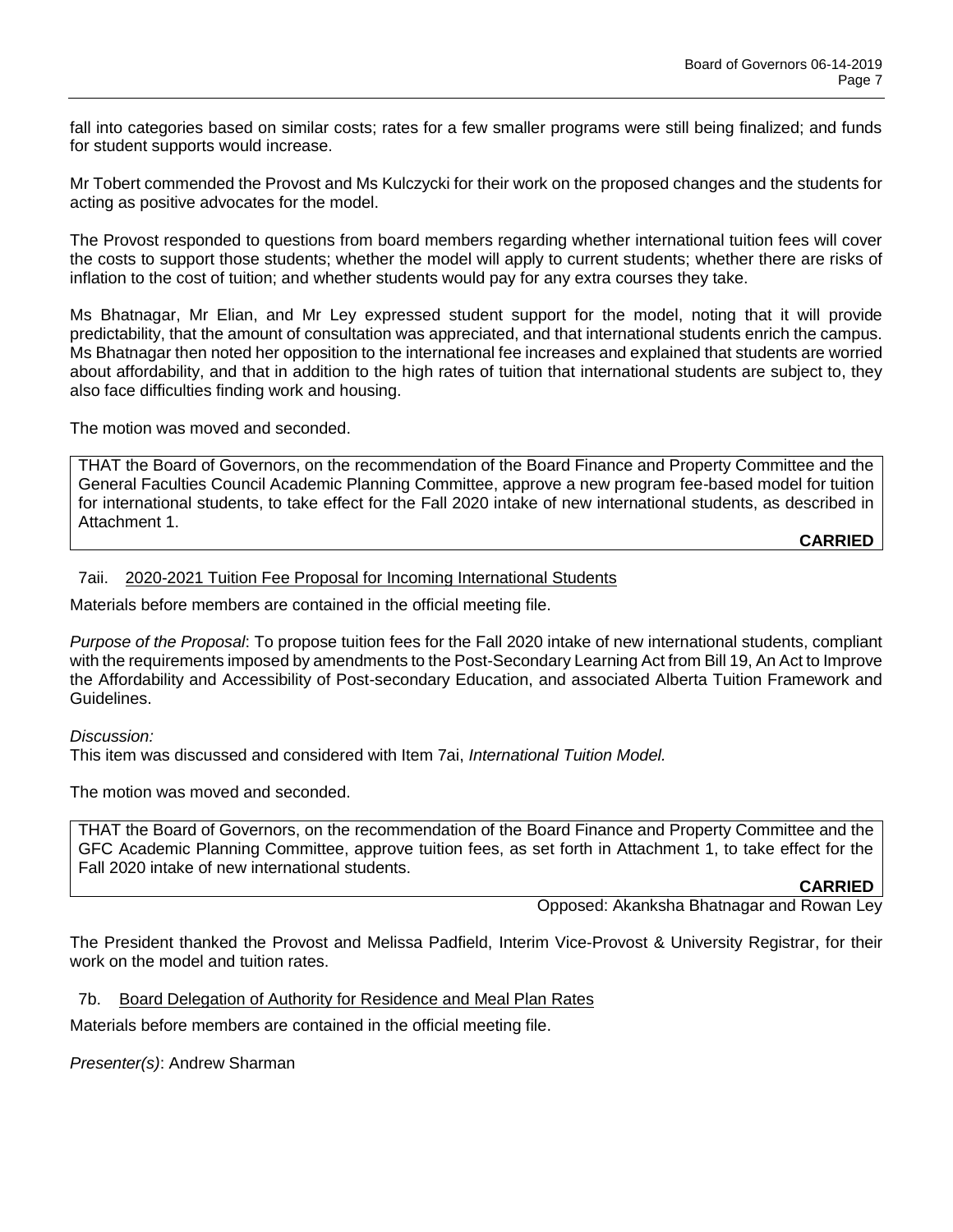fall into categories based on similar costs; rates for a few smaller programs were still being finalized; and funds for student supports would increase.

Mr Tobert commended the Provost and Ms Kulczycki for their work on the proposed changes and the students for acting as positive advocates for the model.

The Provost responded to questions from board members regarding whether international tuition fees will cover the costs to support those students; whether the model will apply to current students; whether there are risks of inflation to the cost of tuition; and whether students would pay for any extra courses they take.

Ms Bhatnagar, Mr Elian, and Mr Ley expressed student support for the model, noting that it will provide predictability, that the amount of consultation was appreciated, and that international students enrich the campus. Ms Bhatnagar then noted her opposition to the international fee increases and explained that students are worried about affordability, and that in addition to the high rates of tuition that international students are subject to, they also face difficulties finding work and housing.

The motion was moved and seconded.

THAT the Board of Governors, on the recommendation of the Board Finance and Property Committee and the General Faculties Council Academic Planning Committee, approve a new program fee-based model for tuition for international students, to take effect for the Fall 2020 intake of new international students, as described in Attachment 1.

**CARRIED**

### 7aii. 2020-2021 Tuition Fee Proposal for Incoming International Students

Materials before members are contained in the official meeting file.

*Purpose of the Proposal*: To propose tuition fees for the Fall 2020 intake of new international students, compliant with the requirements imposed by amendments to the Post-Secondary Learning Act from Bill 19, An Act to Improve the Affordability and Accessibility of Post-secondary Education, and associated Alberta Tuition Framework and Guidelines.

*Discussion:*
This item was discussed and considered with Item 7ai, *International Tuition Model.*

The motion was moved and seconded.

THAT the Board of Governors, on the recommendation of the Board Finance and Property Committee and the GFC Academic Planning Committee, approve tuition fees, as set forth in Attachment 1, to take effect for the Fall 2020 intake of new international students.

**CARRIED**

Opposed: Akanksha Bhatnagar and Rowan Ley

The President thanked the Provost and Melissa Padfield, Interim Vice-Provost & University Registrar, for their work on the model and tuition rates.

### 7b. Board Delegation of Authority for Residence and Meal Plan Rates

Materials before members are contained in the official meeting file.

*Presenter(s)*: Andrew Sharman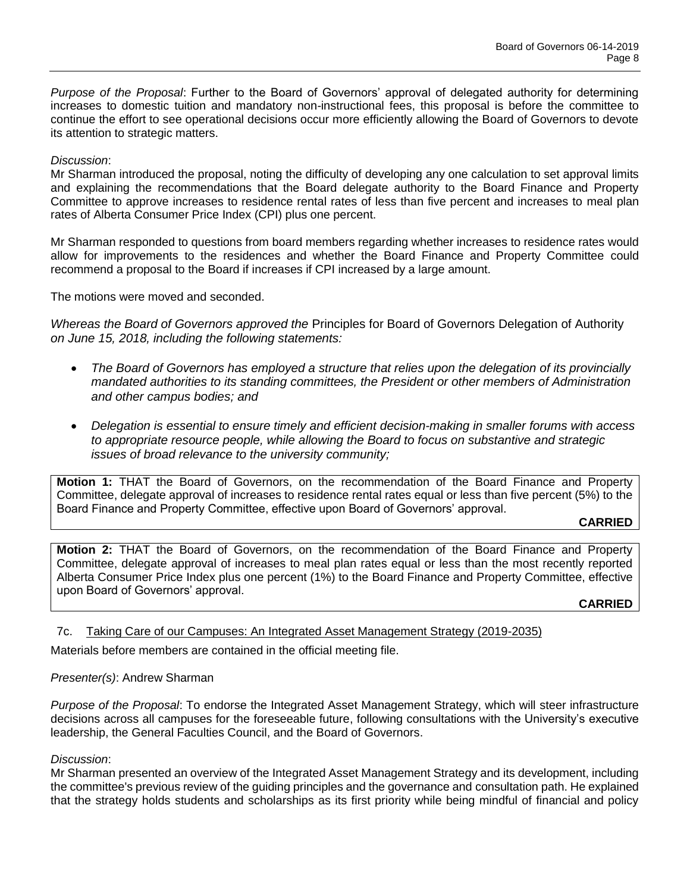*Purpose of the Proposal*: Further to the Board of Governors' approval of delegated authority for determining increases to domestic tuition and mandatory non-instructional fees, this proposal is before the committee to continue the effort to see operational decisions occur more efficiently allowing the Board of Governors to devote its attention to strategic matters.

*Discussion*:
Mr Sharman introduced the proposal, noting the difficulty of developing any one calculation to set approval limits and explaining the recommendations that the Board delegate authority to the Board Finance and Property Committee to approve increases to residence rental rates of less than five percent and increases to meal plan rates of Alberta Consumer Price Index (CPI) plus one percent.

Mr Sharman responded to questions from board members regarding whether increases to residence rates would allow for improvements to the residences and whether the Board Finance and Property Committee could recommend a proposal to the Board if increases if CPI increased by a large amount.

The motions were moved and seconded.

*Whereas the Board of Governors approved the* Principles for Board of Governors Delegation of Authority *on June 15, 2018, including the following statements:*

- *The Board of Governors has employed a structure that relies upon the delegation of its provincially mandated authorities to its standing committees, the President or other members of Administration and other campus bodies; and*

- *Delegation is essential to ensure timely and efficient decision-making in smaller forums with access to appropriate resource people, while allowing the Board to focus on substantive and strategic issues of broad relevance to the university community;*

**Motion 1:** THAT the Board of Governors, on the recommendation of the Board Finance and Property Committee, delegate approval of increases to residence rental rates equal or less than five percent (5%) to the Board Finance and Property Committee, effective upon Board of Governors' approval.

**CARRIED**

**Motion 2:** THAT the Board of Governors, on the recommendation of the Board Finance and Property Committee, delegate approval of increases to meal plan rates equal or less than the most recently reported Alberta Consumer Price Index plus one percent (1%) to the Board Finance and Property Committee, effective upon Board of Governors' approval.

**CARRIED**

7c. Taking Care of our Campuses: An Integrated Asset Management Strategy (2019-2035)

Materials before members are contained in the official meeting file.

*Presenter(s)*: Andrew Sharman

*Purpose of the Proposal*: To endorse the Integrated Asset Management Strategy, which will steer infrastructure decisions across all campuses for the foreseeable future, following consultations with the University's executive leadership, the General Faculties Council, and the Board of Governors.

*Discussion*:
Mr Sharman presented an overview of the Integrated Asset Management Strategy and its development, including the committee's previous review of the guiding principles and the governance and consultation path. He explained that the strategy holds students and scholarships as its first priority while being mindful of financial and policy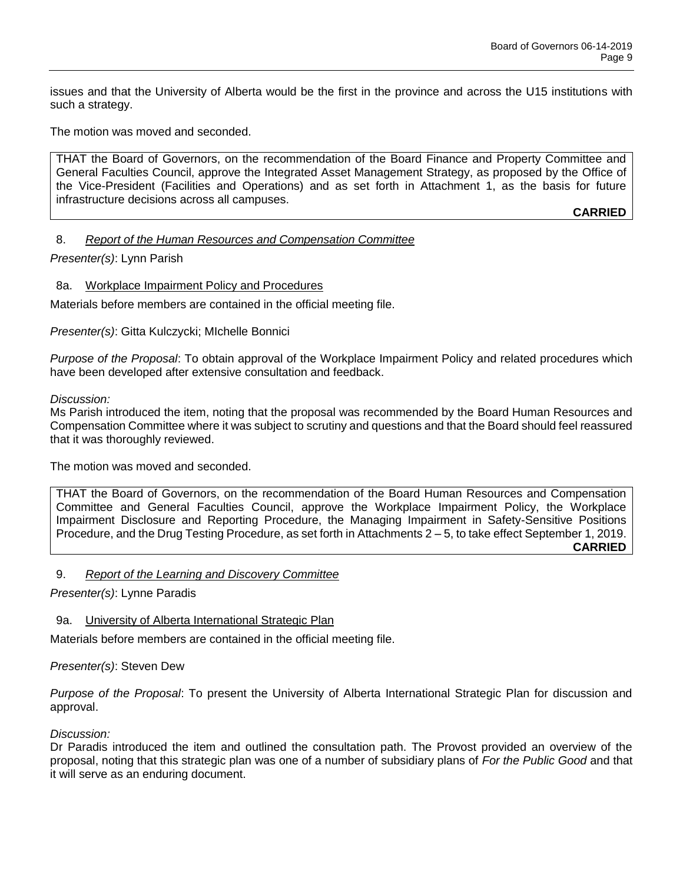issues and that the University of Alberta would be the first in the province and across the U15 institutions with such a strategy.

The motion was moved and seconded.

> THAT the Board of Governors, on the recommendation of the Board Finance and Property Committee and General Faculties Council, approve the Integrated Asset Management Strategy, as proposed by the Office of the Vice-President (Facilities and Operations) and as set forth in Attachment 1, as the basis for future infrastructure decisions across all campuses.
>
> **CARRIED**

## 8. *Report of the Human Resources and Compensation Committee*

*Presenter(s)*: Lynn Parish

### 8a. Workplace Impairment Policy and Procedures

Materials before members are contained in the official meeting file.

*Presenter(s)*: Gitta Kulczycki; MIchelle Bonnici

*Purpose of the Proposal*: To obtain approval of the Workplace Impairment Policy and related procedures which have been developed after extensive consultation and feedback.

*Discussion:*
Ms Parish introduced the item, noting that the proposal was recommended by the Board Human Resources and Compensation Committee where it was subject to scrutiny and questions and that the Board should feel reassured that it was thoroughly reviewed.

The motion was moved and seconded.

> THAT the Board of Governors, on the recommendation of the Board Human Resources and Compensation Committee and General Faculties Council, approve the Workplace Impairment Policy, the Workplace Impairment Disclosure and Reporting Procedure, the Managing Impairment in Safety-Sensitive Positions Procedure, and the Drug Testing Procedure, as set forth in Attachments 2 – 5, to take effect September 1, 2019.
>
> **CARRIED**

## 9. *Report of the Learning and Discovery Committee*

*Presenter(s)*: Lynne Paradis

### 9a. University of Alberta International Strategic Plan

Materials before members are contained in the official meeting file.

*Presenter(s)*: Steven Dew

*Purpose of the Proposal*: To present the University of Alberta International Strategic Plan for discussion and approval.

*Discussion:*
Dr Paradis introduced the item and outlined the consultation path. The Provost provided an overview of the proposal, noting that this strategic plan was one of a number of subsidiary plans of *For the Public Good* and that it will serve as an enduring document.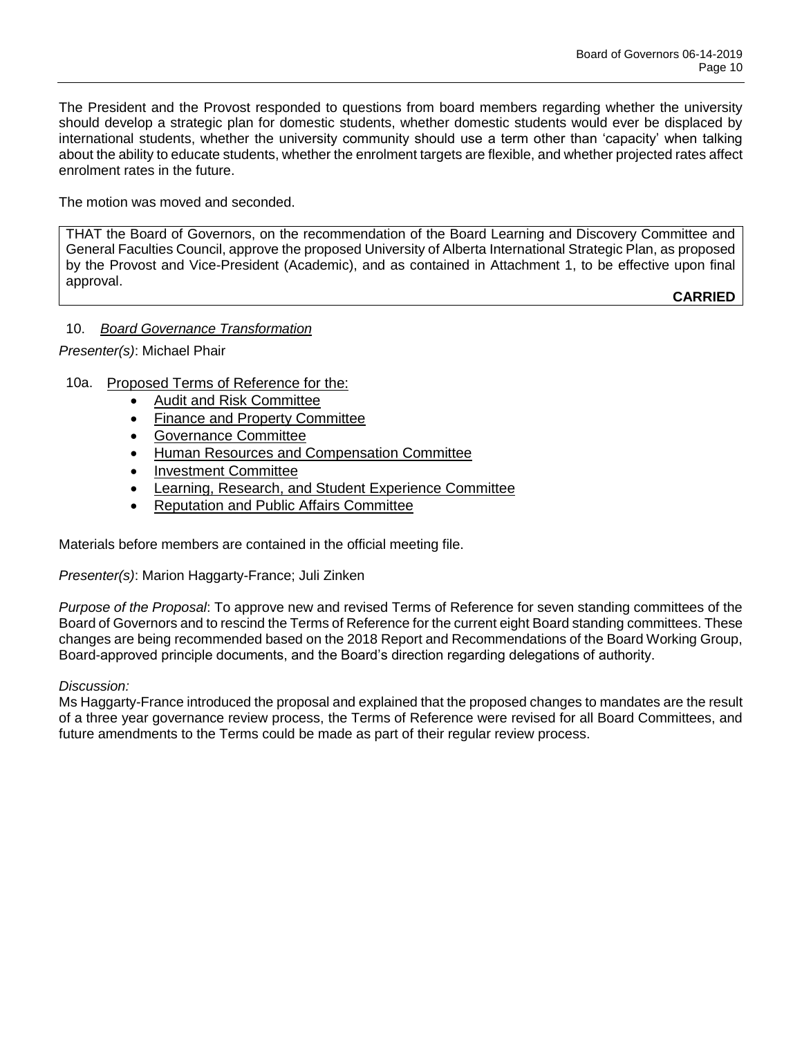The President and the Provost responded to questions from board members regarding whether the university should develop a strategic plan for domestic students, whether domestic students would ever be displaced by international students, whether the university community should use a term other than 'capacity' when talking about the ability to educate students, whether the enrolment targets are flexible, and whether projected rates affect enrolment rates in the future.

The motion was moved and seconded.

> THAT the Board of Governors, on the recommendation of the Board Learning and Discovery Committee and General Faculties Council, approve the proposed University of Alberta International Strategic Plan, as proposed by the Provost and Vice-President (Academic), and as contained in Attachment 1, to be effective upon final approval.
>
> **CARRIED**

10. *Board Governance Transformation*

*Presenter(s)*: Michael Phair

10a. Proposed Terms of Reference for the:

- Audit and Risk Committee
- Finance and Property Committee
- Governance Committee
- Human Resources and Compensation Committee
- Investment Committee
- Learning, Research, and Student Experience Committee
- Reputation and Public Affairs Committee

Materials before members are contained in the official meeting file.

*Presenter(s)*: Marion Haggarty-France; Juli Zinken

*Purpose of the Proposal*: To approve new and revised Terms of Reference for seven standing committees of the Board of Governors and to rescind the Terms of Reference for the current eight Board standing committees. These changes are being recommended based on the 2018 Report and Recommendations of the Board Working Group, Board-approved principle documents, and the Board's direction regarding delegations of authority.

*Discussion:*

Ms Haggarty-France introduced the proposal and explained that the proposed changes to mandates are the result of a three year governance review process, the Terms of Reference were revised for all Board Committees, and future amendments to the Terms could be made as part of their regular review process.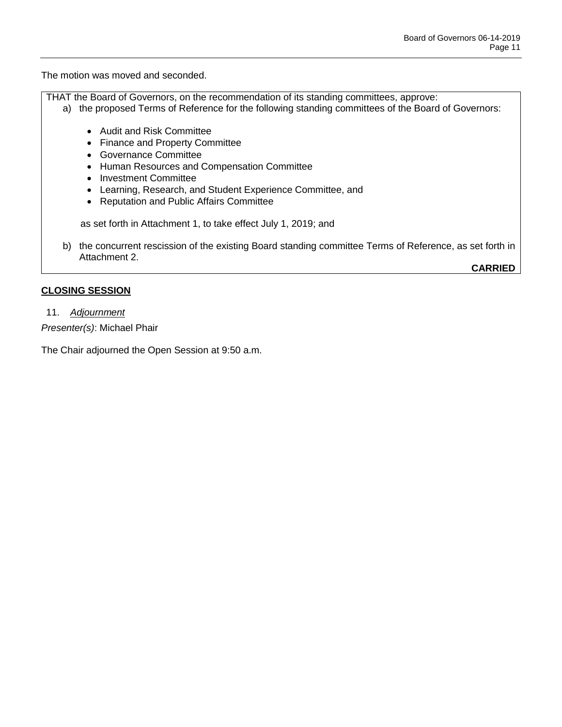The motion was moved and seconded.

THAT the Board of Governors, on the recommendation of its standing committees, approve:

a) the proposed Terms of Reference for the following standing committees of the Board of Governors:

- Audit and Risk Committee
- Finance and Property Committee
- Governance Committee
- Human Resources and Compensation Committee
- Investment Committee
- Learning, Research, and Student Experience Committee, and
- Reputation and Public Affairs Committee

as set forth in Attachment 1, to take effect July 1, 2019; and

b) the concurrent rescission of the existing Board standing committee Terms of Reference, as set forth in Attachment 2.

**CARRIED**

**CLOSING SESSION**

11. *Adjournment*

*Presenter(s)*: Michael Phair

The Chair adjourned the Open Session at 9:50 a.m.